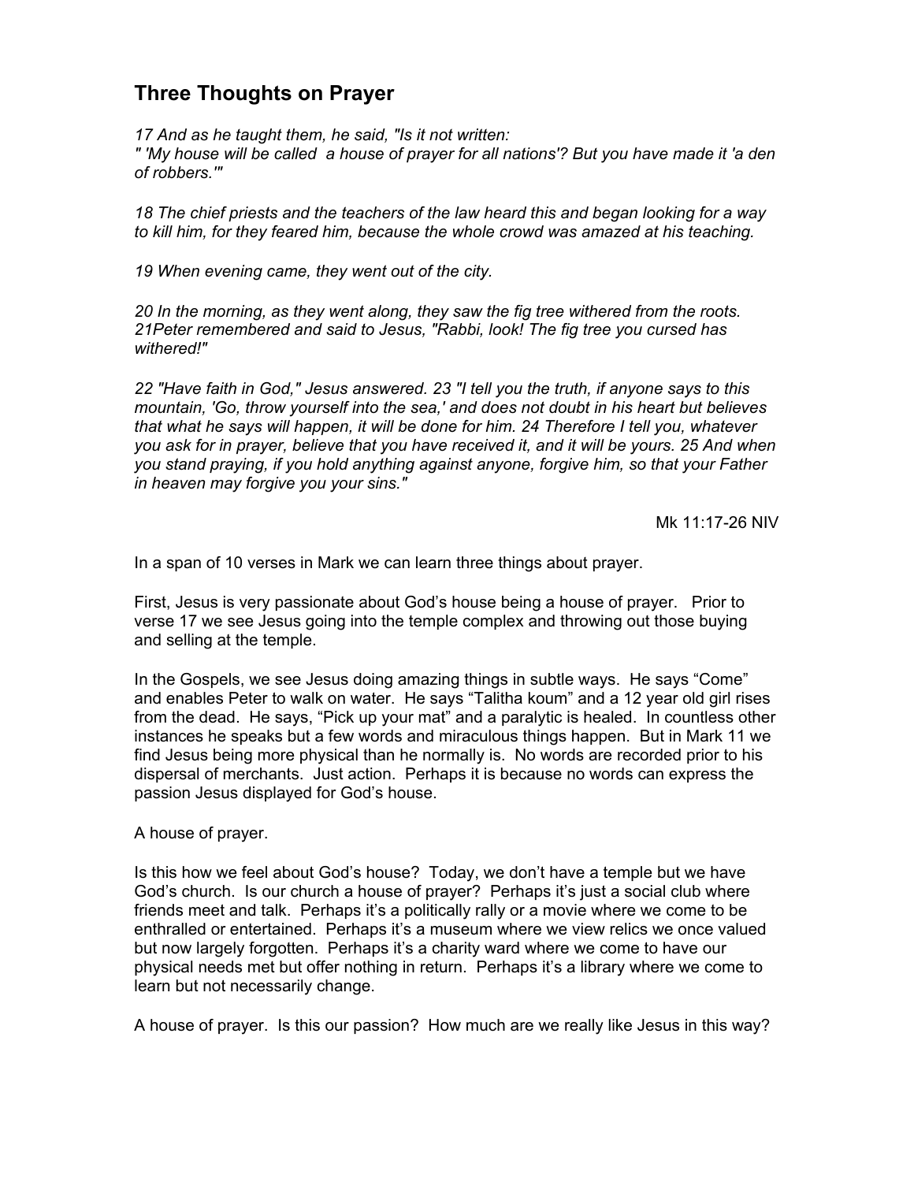# Three Thoughts on Prayer

*17 And as he taught them, he said, "Is it not written:*
*" 'My house will be called a house of prayer for all nations'? But you have made it 'a den of robbers.'"*

*18 The chief priests and the teachers of the law heard this and began looking for a way to kill him, for they feared him, because the whole crowd was amazed at his teaching.*

*19 When evening came, they went out of the city.*

*20 In the morning, as they went along, they saw the fig tree withered from the roots. 21Peter remembered and said to Jesus, "Rabbi, look! The fig tree you cursed has withered!"*

*22 "Have faith in God," Jesus answered. 23 "I tell you the truth, if anyone says to this mountain, 'Go, throw yourself into the sea,' and does not doubt in his heart but believes that what he says will happen, it will be done for him. 24 Therefore I tell you, whatever you ask for in prayer, believe that you have received it, and it will be yours. 25 And when you stand praying, if you hold anything against anyone, forgive him, so that your Father in heaven may forgive you your sins."*

Mk 11:17-26 NIV

In a span of 10 verses in Mark we can learn three things about prayer.

First, Jesus is very passionate about God's house being a house of prayer. Prior to verse 17 we see Jesus going into the temple complex and throwing out those buying and selling at the temple.

In the Gospels, we see Jesus doing amazing things in subtle ways. He says "Come" and enables Peter to walk on water. He says "Talitha koum" and a 12 year old girl rises from the dead. He says, "Pick up your mat" and a paralytic is healed. In countless other instances he speaks but a few words and miraculous things happen. But in Mark 11 we find Jesus being more physical than he normally is. No words are recorded prior to his dispersal of merchants. Just action. Perhaps it is because no words can express the passion Jesus displayed for God's house.

A house of prayer.

Is this how we feel about God's house? Today, we don't have a temple but we have God's church. Is our church a house of prayer? Perhaps it's just a social club where friends meet and talk. Perhaps it's a politically rally or a movie where we come to be enthralled or entertained. Perhaps it's a museum where we view relics we once valued but now largely forgotten. Perhaps it's a charity ward where we come to have our physical needs met but offer nothing in return. Perhaps it's a library where we come to learn but not necessarily change.

A house of prayer. Is this our passion? How much are we really like Jesus in this way?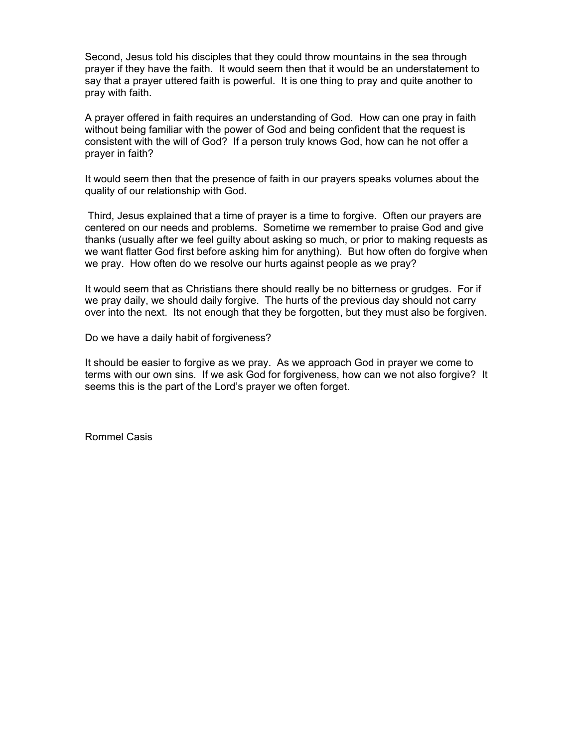Second, Jesus told his disciples that they could throw mountains in the sea through prayer if they have the faith. It would seem then that it would be an understatement to say that a prayer uttered faith is powerful. It is one thing to pray and quite another to pray with faith.

A prayer offered in faith requires an understanding of God. How can one pray in faith without being familiar with the power of God and being confident that the request is consistent with the will of God? If a person truly knows God, how can he not offer a prayer in faith?

It would seem then that the presence of faith in our prayers speaks volumes about the quality of our relationship with God.

Third, Jesus explained that a time of prayer is a time to forgive. Often our prayers are centered on our needs and problems. Sometime we remember to praise God and give thanks (usually after we feel guilty about asking so much, or prior to making requests as we want flatter God first before asking him for anything). But how often do forgive when we pray. How often do we resolve our hurts against people as we pray?

It would seem that as Christians there should really be no bitterness or grudges. For if we pray daily, we should daily forgive. The hurts of the previous day should not carry over into the next. Its not enough that they be forgotten, but they must also be forgiven.

Do we have a daily habit of forgiveness?

It should be easier to forgive as we pray. As we approach God in prayer we come to terms with our own sins. If we ask God for forgiveness, how can we not also forgive? It seems this is the part of the Lord's prayer we often forget.

Rommel Casis